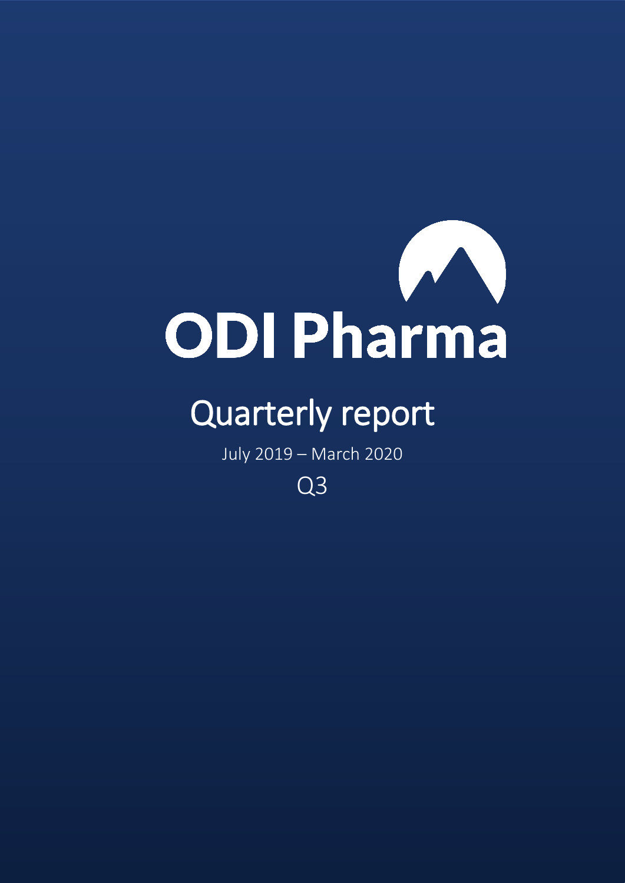# ODI Pharma

## Quarterly report

July 2019 – March 2020

Q3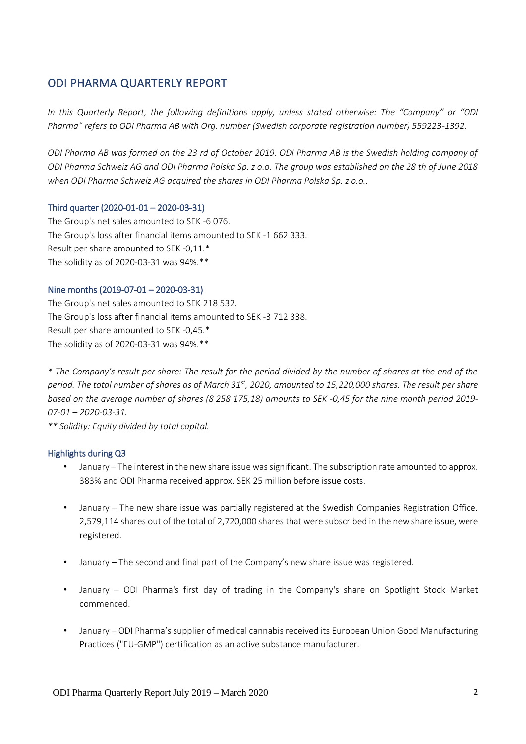## ODI PHARMA QUARTERLY REPORT

*In this Quarterly Report, the following definitions apply, unless stated otherwise: The "Company" or "ODI Pharma" refers to ODI Pharma AB with Org. number (Swedish corporate registration number) 559223-1392.*

*ODI Pharma AB was formed on the 23 rd of October 2019. ODI Pharma AB is the Swedish holding company of ODI Pharma Schweiz AG and ODI Pharma Polska Sp. z o.o. The group was established on the 28 th of June 2018 when ODI Pharma Schweiz AG acquired the shares in ODI Pharma Polska Sp. z o.o..*

### Third quarter (2020-01-01 – 2020-03-31)

The Group's net sales amounted to SEK -6 076.
The Group's loss after financial items amounted to SEK -1 662 333.
Result per share amounted to SEK -0,11.*
The solidity as of 2020-03-31 was 94%.**

### Nine months (2019-07-01 – 2020-03-31)

The Group's net sales amounted to SEK 218 532.
The Group's loss after financial items amounted to SEK -3 712 338.
Result per share amounted to SEK -0,45.*
The solidity as of 2020-03-31 was 94%.**

*\* The Company's result per share: The result for the period divided by the number of shares at the end of the period. The total number of shares as of March 31st, 2020, amounted to 15,220,000 shares. The result per share based on the average number of shares (8 258 175,18) amounts to SEK -0,45 for the nine month period 2019-07-01 – 2020-03-31.*

*\*\* Solidity: Equity divided by total capital.*

### Highlights during Q3

- January – The interest in the new share issue was significant. The subscription rate amounted to approx. 383% and ODI Pharma received approx. SEK 25 million before issue costs.
- January – The new share issue was partially registered at the Swedish Companies Registration Office. 2,579,114 shares out of the total of 2,720,000 shares that were subscribed in the new share issue, were registered.
- January – The second and final part of the Company's new share issue was registered.
- January – ODI Pharma's first day of trading in the Company's share on Spotlight Stock Market commenced.
- January – ODI Pharma's supplier of medical cannabis received its European Union Good Manufacturing Practices ("EU-GMP") certification as an active substance manufacturer.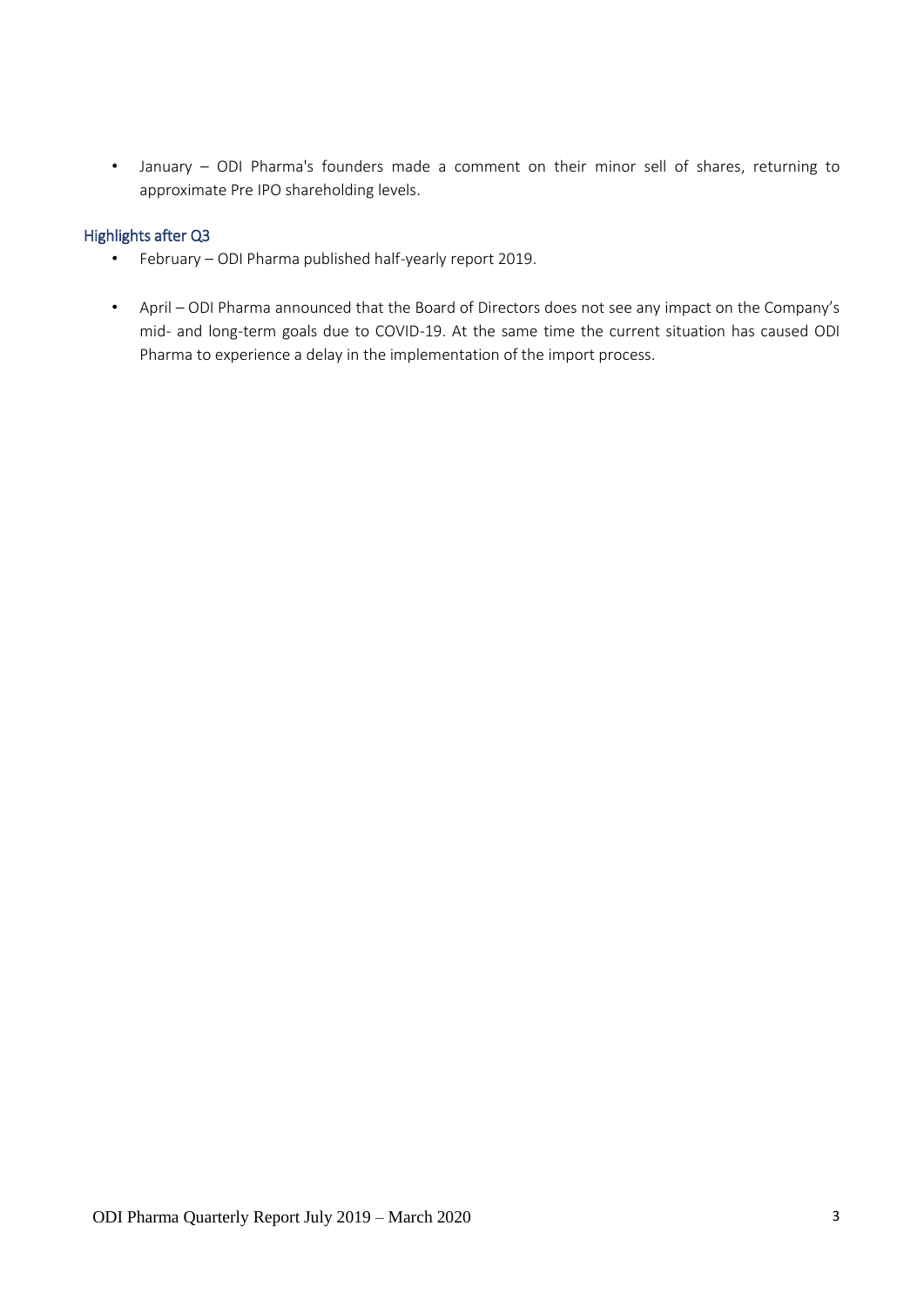- January – ODI Pharma's founders made a comment on their minor sell of shares, returning to approximate Pre IPO shareholding levels.

### Highlights after Q3

- February – ODI Pharma published half-yearly report 2019.
- April – ODI Pharma announced that the Board of Directors does not see any impact on the Company's mid- and long-term goals due to COVID-19. At the same time the current situation has caused ODI Pharma to experience a delay in the implementation of the import process.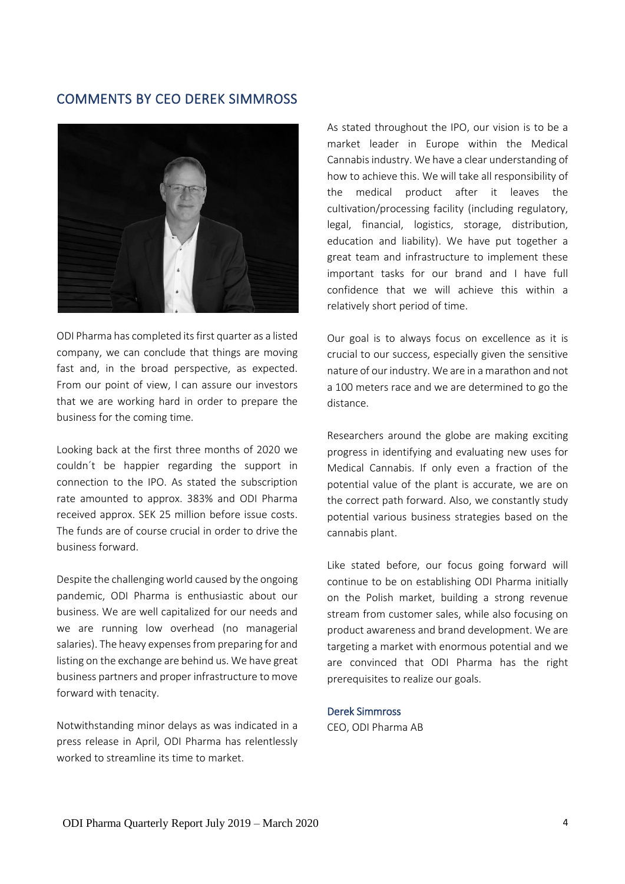## COMMENTS BY CEO DEREK SIMMROSS

ODI Pharma has completed its first quarter as a listed company, we can conclude that things are moving fast and, in the broad perspective, as expected. From our point of view, I can assure our investors that we are working hard in order to prepare the business for the coming time.

Looking back at the first three months of 2020 we couldn´t be happier regarding the support in connection to the IPO. As stated the subscription rate amounted to approx. 383% and ODI Pharma received approx. SEK 25 million before issue costs. The funds are of course crucial in order to drive the business forward.

Despite the challenging world caused by the ongoing pandemic, ODI Pharma is enthusiastic about our business. We are well capitalized for our needs and we are running low overhead (no managerial salaries). The heavy expenses from preparing for and listing on the exchange are behind us. We have great business partners and proper infrastructure to move forward with tenacity.

Notwithstanding minor delays as was indicated in a press release in April, ODI Pharma has relentlessly worked to streamline its time to market.

As stated throughout the IPO, our vision is to be a market leader in Europe within the Medical Cannabis industry. We have a clear understanding of how to achieve this. We will take all responsibility of the medical product after it leaves the cultivation/processing facility (including regulatory, legal, financial, logistics, storage, distribution, education and liability). We have put together a great team and infrastructure to implement these important tasks for our brand and I have full confidence that we will achieve this within a relatively short period of time.

Our goal is to always focus on excellence as it is crucial to our success, especially given the sensitive nature of our industry. We are in a marathon and not a 100 meters race and we are determined to go the distance.

Researchers around the globe are making exciting progress in identifying and evaluating new uses for Medical Cannabis. If only even a fraction of the potential value of the plant is accurate, we are on the correct path forward. Also, we constantly study potential various business strategies based on the cannabis plant.

Like stated before, our focus going forward will continue to be on establishing ODI Pharma initially on the Polish market, building a strong revenue stream from customer sales, while also focusing on product awareness and brand development. We are targeting a market with enormous potential and we are convinced that ODI Pharma has the right prerequisites to realize our goals.

Derek Simmross
CEO, ODI Pharma AB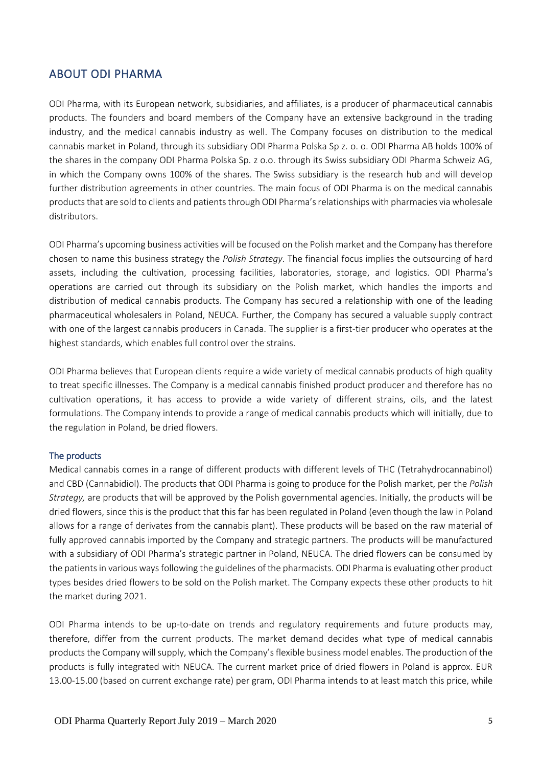## ABOUT ODI PHARMA

ODI Pharma, with its European network, subsidiaries, and affiliates, is a producer of pharmaceutical cannabis products. The founders and board members of the Company have an extensive background in the trading industry, and the medical cannabis industry as well. The Company focuses on distribution to the medical cannabis market in Poland, through its subsidiary ODI Pharma Polska Sp z. o. o. ODI Pharma AB holds 100% of the shares in the company ODI Pharma Polska Sp. z o.o. through its Swiss subsidiary ODI Pharma Schweiz AG, in which the Company owns 100% of the shares. The Swiss subsidiary is the research hub and will develop further distribution agreements in other countries. The main focus of ODI Pharma is on the medical cannabis products that are sold to clients and patients through ODI Pharma's relationships with pharmacies via wholesale distributors.

ODI Pharma's upcoming business activities will be focused on the Polish market and the Company has therefore chosen to name this business strategy the *Polish Strategy*. The financial focus implies the outsourcing of hard assets, including the cultivation, processing facilities, laboratories, storage, and logistics. ODI Pharma's operations are carried out through its subsidiary on the Polish market, which handles the imports and distribution of medical cannabis products. The Company has secured a relationship with one of the leading pharmaceutical wholesalers in Poland, NEUCA. Further, the Company has secured a valuable supply contract with one of the largest cannabis producers in Canada. The supplier is a first-tier producer who operates at the highest standards, which enables full control over the strains.

ODI Pharma believes that European clients require a wide variety of medical cannabis products of high quality to treat specific illnesses. The Company is a medical cannabis finished product producer and therefore has no cultivation operations, it has access to provide a wide variety of different strains, oils, and the latest formulations. The Company intends to provide a range of medical cannabis products which will initially, due to the regulation in Poland, be dried flowers.

### The products

Medical cannabis comes in a range of different products with different levels of THC (Tetrahydrocannabinol) and CBD (Cannabidiol). The products that ODI Pharma is going to produce for the Polish market, per the *Polish Strategy,* are products that will be approved by the Polish governmental agencies. Initially, the products will be dried flowers, since this is the product that this far has been regulated in Poland (even though the law in Poland allows for a range of derivates from the cannabis plant). These products will be based on the raw material of fully approved cannabis imported by the Company and strategic partners. The products will be manufactured with a subsidiary of ODI Pharma's strategic partner in Poland, NEUCA. The dried flowers can be consumed by the patients in various ways following the guidelines of the pharmacists. ODI Pharma is evaluating other product types besides dried flowers to be sold on the Polish market. The Company expects these other products to hit the market during 2021.

ODI Pharma intends to be up-to-date on trends and regulatory requirements and future products may, therefore, differ from the current products. The market demand decides what type of medical cannabis products the Company will supply, which the Company's flexible business model enables. The production of the products is fully integrated with NEUCA. The current market price of dried flowers in Poland is approx. EUR 13.00-15.00 (based on current exchange rate) per gram, ODI Pharma intends to at least match this price, while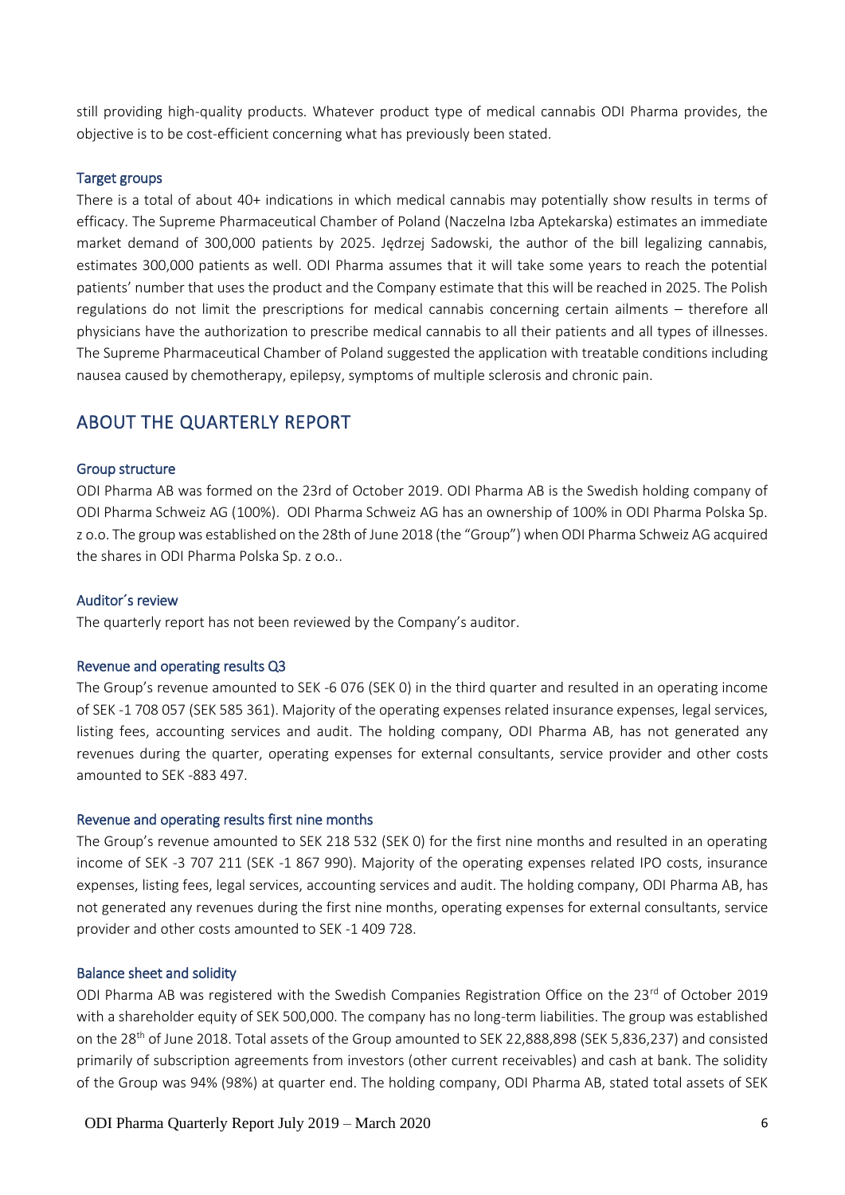still providing high-quality products. Whatever product type of medical cannabis ODI Pharma provides, the objective is to be cost-efficient concerning what has previously been stated.

### Target groups

There is a total of about 40+ indications in which medical cannabis may potentially show results in terms of efficacy. The Supreme Pharmaceutical Chamber of Poland (Naczelna Izba Aptekarska) estimates an immediate market demand of 300,000 patients by 2025. Jędrzej Sadowski, the author of the bill legalizing cannabis, estimates 300,000 patients as well. ODI Pharma assumes that it will take some years to reach the potential patients' number that uses the product and the Company estimate that this will be reached in 2025. The Polish regulations do not limit the prescriptions for medical cannabis concerning certain ailments – therefore all physicians have the authorization to prescribe medical cannabis to all their patients and all types of illnesses. The Supreme Pharmaceutical Chamber of Poland suggested the application with treatable conditions including nausea caused by chemotherapy, epilepsy, symptoms of multiple sclerosis and chronic pain.

## ABOUT THE QUARTERLY REPORT

### Group structure

ODI Pharma AB was formed on the 23rd of October 2019. ODI Pharma AB is the Swedish holding company of ODI Pharma Schweiz AG (100%). ODI Pharma Schweiz AG has an ownership of 100% in ODI Pharma Polska Sp. z o.o. The group was established on the 28th of June 2018 (the "Group") when ODI Pharma Schweiz AG acquired the shares in ODI Pharma Polska Sp. z o.o..

### Auditor´s review

The quarterly report has not been reviewed by the Company's auditor.

### Revenue and operating results Q3

The Group's revenue amounted to SEK -6 076 (SEK 0) in the third quarter and resulted in an operating income of SEK -1 708 057 (SEK 585 361). Majority of the operating expenses related insurance expenses, legal services, listing fees, accounting services and audit. The holding company, ODI Pharma AB, has not generated any revenues during the quarter, operating expenses for external consultants, service provider and other costs amounted to SEK -883 497.

### Revenue and operating results first nine months

The Group's revenue amounted to SEK 218 532 (SEK 0) for the first nine months and resulted in an operating income of SEK -3 707 211 (SEK -1 867 990). Majority of the operating expenses related IPO costs, insurance expenses, listing fees, legal services, accounting services and audit. The holding company, ODI Pharma AB, has not generated any revenues during the first nine months, operating expenses for external consultants, service provider and other costs amounted to SEK -1 409 728.

### Balance sheet and solidity

ODI Pharma AB was registered with the Swedish Companies Registration Office on the 23rd of October 2019 with a shareholder equity of SEK 500,000. The company has no long-term liabilities. The group was established on the 28th of June 2018. Total assets of the Group amounted to SEK 22,888,898 (SEK 5,836,237) and consisted primarily of subscription agreements from investors (other current receivables) and cash at bank. The solidity of the Group was 94% (98%) at quarter end. The holding company, ODI Pharma AB, stated total assets of SEK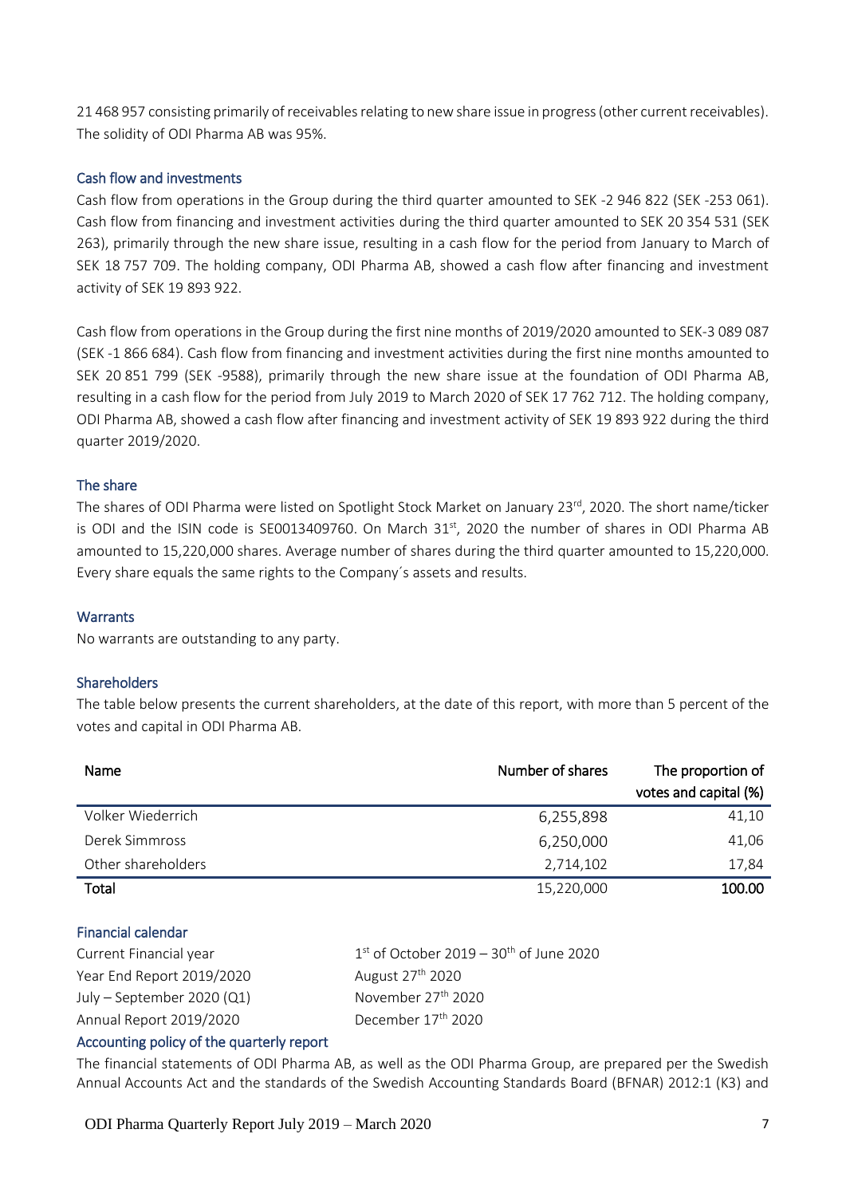21 468 957 consisting primarily of receivables relating to new share issue in progress (other current receivables). The solidity of ODI Pharma AB was 95%.

### Cash flow and investments

Cash flow from operations in the Group during the third quarter amounted to SEK -2 946 822 (SEK -253 061). Cash flow from financing and investment activities during the third quarter amounted to SEK 20 354 531 (SEK 263), primarily through the new share issue, resulting in a cash flow for the period from January to March of SEK 18 757 709. The holding company, ODI Pharma AB, showed a cash flow after financing and investment activity of SEK 19 893 922.

Cash flow from operations in the Group during the first nine months of 2019/2020 amounted to SEK-3 089 087 (SEK -1 866 684). Cash flow from financing and investment activities during the first nine months amounted to SEK 20 851 799 (SEK -9588), primarily through the new share issue at the foundation of ODI Pharma AB, resulting in a cash flow for the period from July 2019 to March 2020 of SEK 17 762 712. The holding company, ODI Pharma AB, showed a cash flow after financing and investment activity of SEK 19 893 922 during the third quarter 2019/2020.

### The share

The shares of ODI Pharma were listed on Spotlight Stock Market on January 23rd, 2020. The short name/ticker is ODI and the ISIN code is SE0013409760. On March 31st, 2020 the number of shares in ODI Pharma AB amounted to 15,220,000 shares. Average number of shares during the third quarter amounted to 15,220,000. Every share equals the same rights to the Company´s assets and results.

### Warrants

No warrants are outstanding to any party.

### Shareholders

The table below presents the current shareholders, at the date of this report, with more than 5 percent of the votes and capital in ODI Pharma AB.

| Name | Number of shares | The proportion of votes and capital (%) |
|---|---|---|
| Volker Wiederrich | 6,255,898 | 41,10 |
| Derek Simmross | 6,250,000 | 41,06 |
| Other shareholders | 2,714,102 | 17,84 |
| **Total** | 15,220,000 | **100.00** |

### Financial calendar

| | |
|---|---|
| Current Financial year | 1st of October 2019 – 30th of June 2020 |
| Year End Report 2019/2020 | August 27th 2020 |
| July – September 2020 (Q1) | November 27th 2020 |
| Annual Report 2019/2020 | December 17th 2020 |

### Accounting policy of the quarterly report

The financial statements of ODI Pharma AB, as well as the ODI Pharma Group, are prepared per the Swedish Annual Accounts Act and the standards of the Swedish Accounting Standards Board (BFNAR) 2012:1 (K3) and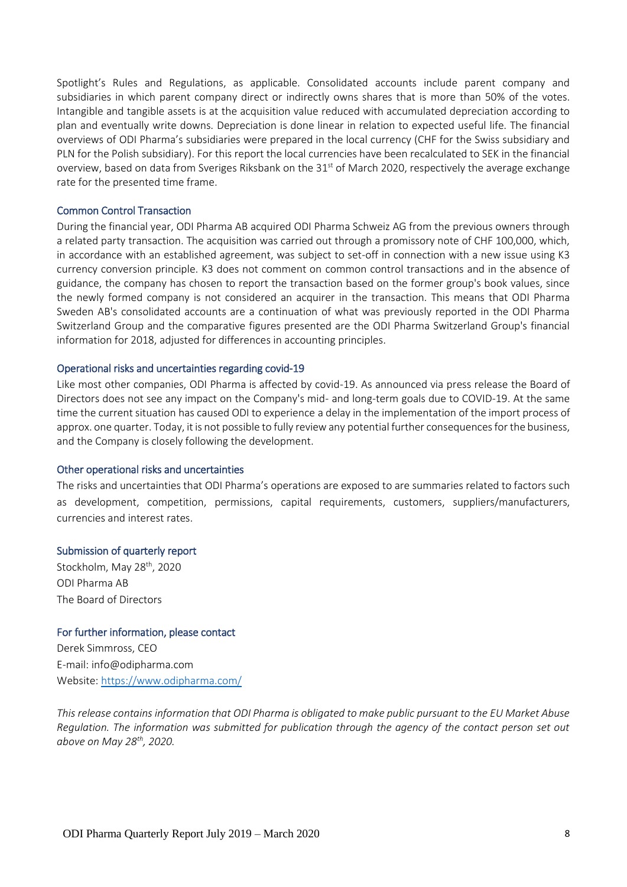Spotlight's Rules and Regulations, as applicable. Consolidated accounts include parent company and subsidiaries in which parent company direct or indirectly owns shares that is more than 50% of the votes. Intangible and tangible assets is at the acquisition value reduced with accumulated depreciation according to plan and eventually write downs. Depreciation is done linear in relation to expected useful life. The financial overviews of ODI Pharma's subsidiaries were prepared in the local currency (CHF for the Swiss subsidiary and PLN for the Polish subsidiary). For this report the local currencies have been recalculated to SEK in the financial overview, based on data from Sveriges Riksbank on the 31st of March 2020, respectively the average exchange rate for the presented time frame.

### Common Control Transaction

During the financial year, ODI Pharma AB acquired ODI Pharma Schweiz AG from the previous owners through a related party transaction. The acquisition was carried out through a promissory note of CHF 100,000, which, in accordance with an established agreement, was subject to set-off in connection with a new issue using K3 currency conversion principle. K3 does not comment on common control transactions and in the absence of guidance, the company has chosen to report the transaction based on the former group's book values, since the newly formed company is not considered an acquirer in the transaction. This means that ODI Pharma Sweden AB's consolidated accounts are a continuation of what was previously reported in the ODI Pharma Switzerland Group and the comparative figures presented are the ODI Pharma Switzerland Group's financial information for 2018, adjusted for differences in accounting principles.

### Operational risks and uncertainties regarding covid-19

Like most other companies, ODI Pharma is affected by covid-19. As announced via press release the Board of Directors does not see any impact on the Company's mid- and long-term goals due to COVID-19. At the same time the current situation has caused ODI to experience a delay in the implementation of the import process of approx. one quarter. Today, it is not possible to fully review any potential further consequences for the business, and the Company is closely following the development.

### Other operational risks and uncertainties

The risks and uncertainties that ODI Pharma's operations are exposed to are summaries related to factors such as development, competition, permissions, capital requirements, customers, suppliers/manufacturers, currencies and interest rates.

### Submission of quarterly report

Stockholm, May 28th, 2020
ODI Pharma AB
The Board of Directors

### For further information, please contact

Derek Simmross, CEO
E-mail: info@odipharma.com
Website: https://www.odipharma.com/

*This release contains information that ODI Pharma is obligated to make public pursuant to the EU Market Abuse Regulation. The information was submitted for publication through the agency of the contact person set out above on May 28th, 2020.*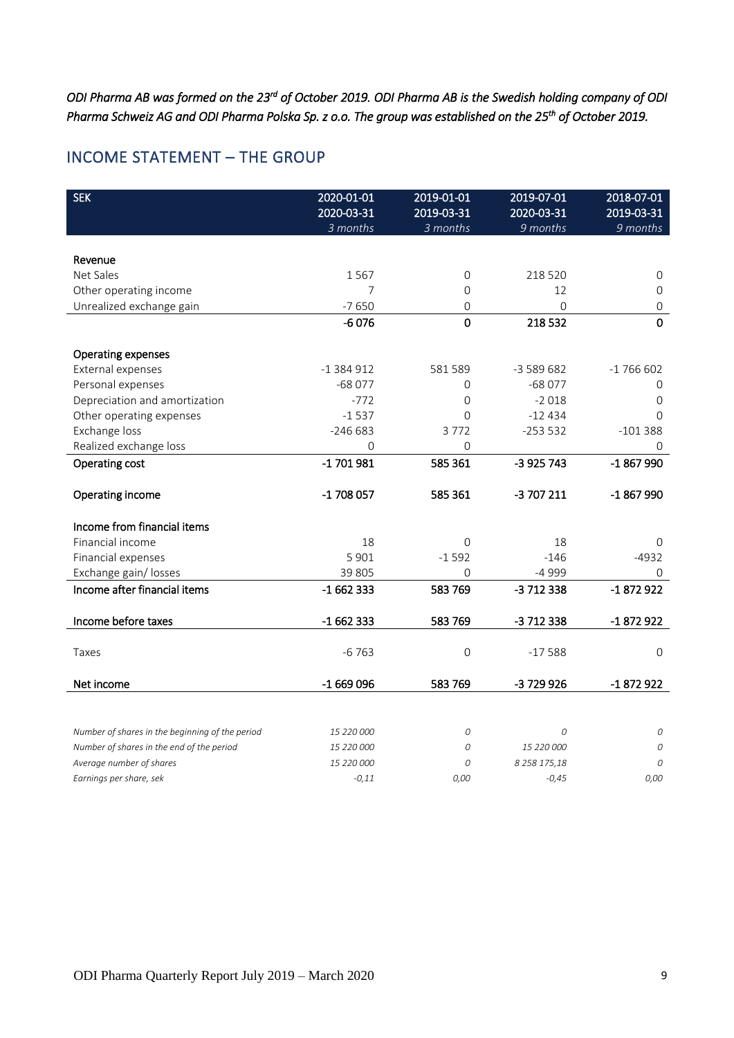*ODI Pharma AB was formed on the 23rd of October 2019. ODI Pharma AB is the Swedish holding company of ODI Pharma Schweiz AG and ODI Pharma Polska Sp. z o.o. The group was established on the 25th of October 2019.*

## INCOME STATEMENT – THE GROUP

| SEK | 2020-01-01<br>2020-03-31<br>*3 months* | 2019-01-01<br>2019-03-31<br>*3 months* | 2019-07-01<br>2020-03-31<br>*9 months* | 2018-07-01<br>2019-03-31<br>*9 months* |
|---|---|---|---|---|
| **Revenue** | | | | |
| Net Sales | 1 567 | 0 | 218 520 | 0 |
| Other operating income | 7 | 0 | 12 | 0 |
| Unrealized exchange gain | -7 650 | 0 | 0 | 0 |
| | **-6 076** | **0** | **218 532** | **0** |
| **Operating expenses** | | | | |
| External expenses | -1 384 912 | 581 589 | -3 589 682 | -1 766 602 |
| Personal expenses | -68 077 | 0 | -68 077 | 0 |
| Depreciation and amortization | -772 | 0 | -2 018 | 0 |
| Other operating expenses | -1 537 | 0 | -12 434 | 0 |
| Exchange loss | -246 683 | 3 772 | -253 532 | -101 388 |
| Realized exchange loss | 0 | 0 | | 0 |
| **Operating cost** | **-1 701 981** | **585 361** | **-3 925 743** | **-1 867 990** |
| **Operating income** | **-1 708 057** | **585 361** | **-3 707 211** | **-1 867 990** |
| **Income from financial items** | | | | |
| Financial income | 18 | 0 | 18 | 0 |
| Financial expenses | 5 901 | -1 592 | -146 | -4932 |
| Exchange gain/ losses | 39 805 | 0 | -4 999 | 0 |
| **Income after financial items** | **-1 662 333** | **583 769** | **-3 712 338** | **-1 872 922** |
| **Income before taxes** | **-1 662 333** | **583 769** | **-3 712 338** | **-1 872 922** |
| Taxes | -6 763 | 0 | -17 588 | 0 |
| **Net income** | **-1 669 096** | **583 769** | **-3 729 926** | **-1 872 922** |
| *Number of shares in the beginning of the period* | *15 220 000* | *0* | *0* | *0* |
| *Number of shares in the end of the period* | *15 220 000* | *0* | *15 220 000* | *0* |
| *Average number of shares* | *15 220 000* | *0* | *8 258 175,18* | *0* |
| *Earnings per share, sek* | *-0,11* | *0,00* | *-0,45* | *0,00* |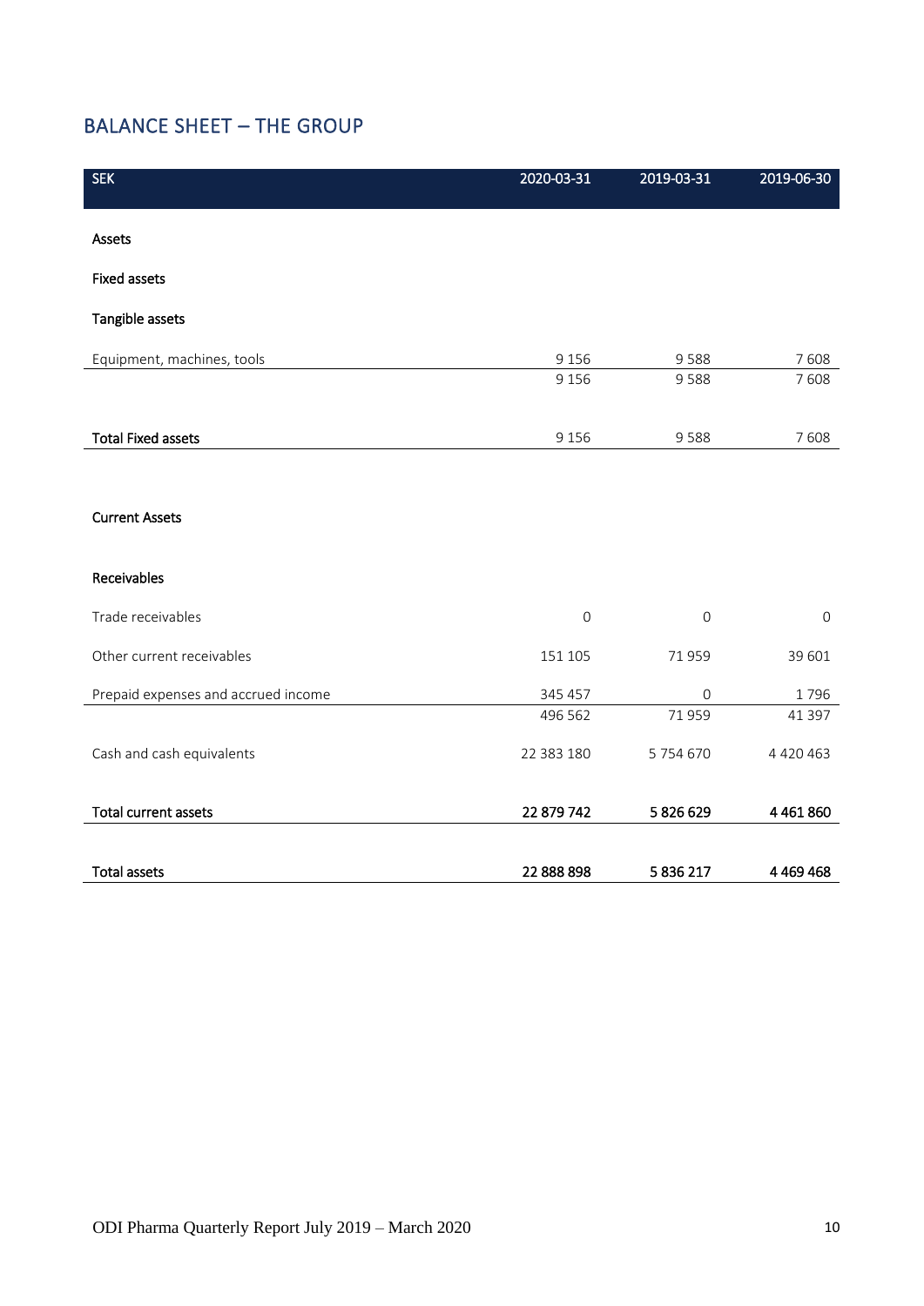## BALANCE SHEET – THE GROUP

| SEK | 2020-03-31 | 2019-03-31 | 2019-06-30 |
|---|---|---|---|
| **Assets** | | | |
| **Fixed assets** | | | |
| **Tangible assets** | | | |
| Equipment, machines, tools | 9 156 | 9 588 | 7 608 |
| | 9 156 | 9 588 | 7 608 |
| **Total Fixed assets** | 9 156 | 9 588 | 7 608 |
| **Current Assets** | | | |
| **Receivables** | | | |
| Trade receivables | 0 | 0 | 0 |
| Other current receivables | 151 105 | 71 959 | 39 601 |
| Prepaid expenses and accrued income | 345 457 | 0 | 1 796 |
| | 496 562 | 71 959 | 41 397 |
| Cash and cash equivalents | 22 383 180 | 5 754 670 | 4 420 463 |
| **Total current assets** | **22 879 742** | **5 826 629** | **4 461 860** |
| **Total assets** | **22 888 898** | **5 836 217** | **4 469 468** |

ODI Pharma Quarterly Report July 2019 – March 2020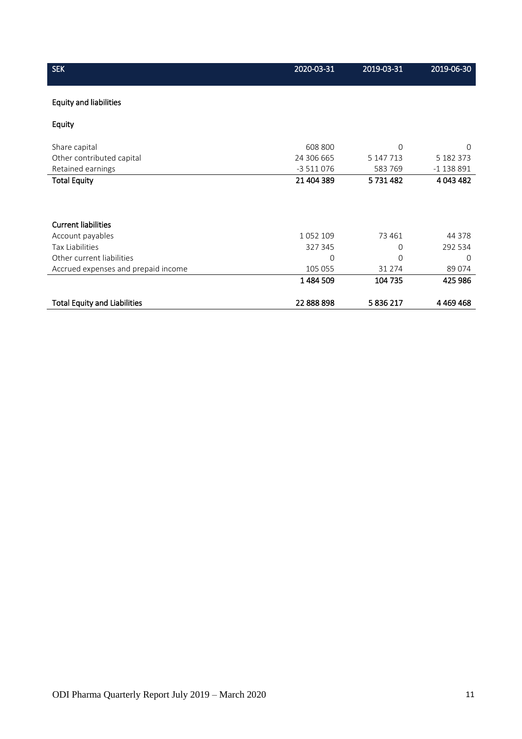| SEK | 2020-03-31 | 2019-03-31 | 2019-06-30 |
|---|---|---|---|
| **Equity and liabilities** | | | |
| **Equity** | | | |
| Share capital | 608 800 | 0 | 0 |
| Other contributed capital | 24 306 665 | 5 147 713 | 5 182 373 |
| Retained earnings | -3 511 076 | 583 769 | -1 138 891 |
| **Total Equity** | **21 404 389** | **5 731 482** | **4 043 482** |
| | | | |
| **Current liabilities** | | | |
| Account payables | 1 052 109 | 73 461 | 44 378 |
| Tax Liabilities | 327 345 | 0 | 292 534 |
| Other current liabilities | 0 | 0 | 0 |
| Accrued expenses and prepaid income | 105 055 | 31 274 | 89 074 |
| | **1 484 509** | **104 735** | **425 986** |
| | | | |
| **Total Equity and Liabilities** | **22 888 898** | **5 836 217** | **4 469 468** |

ODI Pharma Quarterly Report July 2019 – March 2020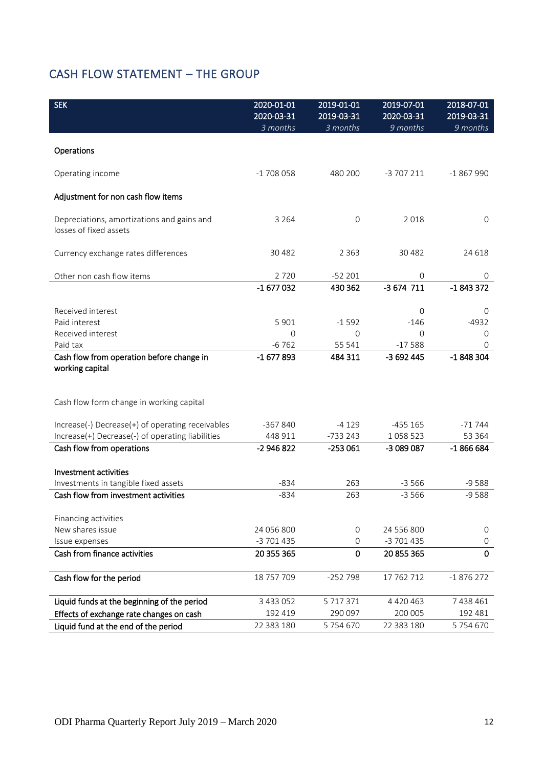## CASH FLOW STATEMENT – THE GROUP

| SEK | 2020-01-01<br>2020-03-31<br>*3 months* | 2019-01-01<br>2019-03-31<br>*3 months* | 2019-07-01<br>2020-03-31<br>*9 months* | 2018-07-01<br>2019-03-31<br>*9 months* |
|---|---|---|---|---|
| **Operations** | | | | |
| Operating income | -1 708 058 | 480 200 | -3 707 211 | -1 867 990 |
| **Adjustment for non cash flow items** | | | | |
| Depreciations, amortizations and gains and losses of fixed assets | 3 264 | 0 | 2 018 | 0 |
| Currency exchange rates differences | 30 482 | 2 363 | 30 482 | 24 618 |
| Other non cash flow items | 2 720 | -52 201 | 0 | 0 |
| | **-1 677 032** | **430 362** | **-3 674 711** | **-1 843 372** |
| Received interest | | | 0 | 0 |
| Paid interest | 5 901 | -1 592 | -146 | -4932 |
| Received interest | 0 | 0 | 0 | 0 |
| Paid tax | -6 762 | 55 541 | -17 588 | 0 |
| **Cash flow from operation before change in working capital** | **-1 677 893** | **484 311** | **-3 692 445** | **-1 848 304** |
| Cash flow form change in working capital | | | | |
| Increase(-) Decrease(+) of operating receivables | -367 840 | -4 129 | -455 165 | -71 744 |
| Increase(+) Decrease(-) of operating liabilities | 448 911 | -733 243 | 1 058 523 | 53 364 |
| **Cash flow from operations** | **-2 946 822** | **-253 061** | **-3 089 087** | **-1 866 684** |
| **Investment activities** | | | | |
| Investments in tangible fixed assets | -834 | 263 | -3 566 | -9 588 |
| **Cash flow from investment activities** | -834 | 263 | -3 566 | -9 588 |
| Financing activities | | | | |
| New shares issue | 24 056 800 | 0 | 24 556 800 | 0 |
| Issue expenses | -3 701 435 | 0 | -3 701 435 | 0 |
| **Cash from finance activities** | **20 355 365** | **0** | **20 855 365** | **0** |
| **Cash flow for the period** | 18 757 709 | -252 798 | 17 762 712 | -1 876 272 |
| **Liquid funds at the beginning of the period** | 3 433 052 | 5 717 371 | 4 420 463 | 7 438 461 |
| **Effects of exchange rate changes on cash** | 192 419 | 290 097 | 200 005 | 192 481 |
| **Liquid fund at the end of the period** | 22 383 180 | 5 754 670 | 22 383 180 | 5 754 670 |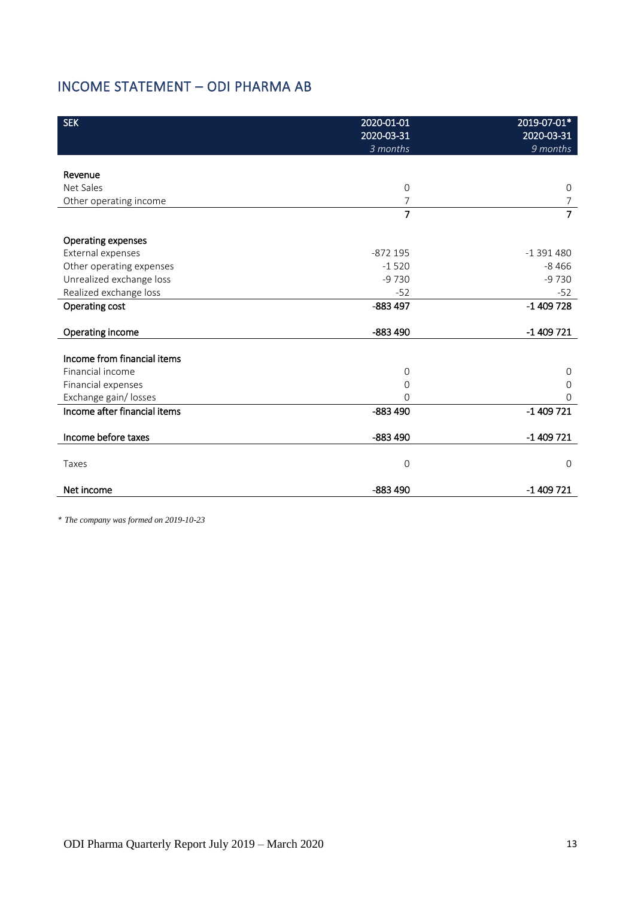## INCOME STATEMENT – ODI PHARMA AB

| SEK | 2020-01-01<br>2020-03-31<br>*3 months* | 2019-07-01*<br>2020-03-31<br>*9 months* |
|---|---|---|
| **Revenue** | | |
| Net Sales | 0 | 0 |
| Other operating income | 7 | 7 |
| | **7** | **7** |
| **Operating expenses** | | |
| External expenses | -872 195 | -1 391 480 |
| Other operating expenses | -1 520 | -8 466 |
| Unrealized exchange loss | -9 730 | -9 730 |
| Realized exchange loss | -52 | -52 |
| **Operating cost** | **-883 497** | **-1 409 728** |
| **Operating income** | **-883 490** | **-1 409 721** |
| **Income from financial items** | | |
| Financial income | 0 | 0 |
| Financial expenses | 0 | 0 |
| Exchange gain/ losses | 0 | 0 |
| **Income after financial items** | **-883 490** | **-1 409 721** |
| **Income before taxes** | **-883 490** | **-1 409 721** |
| Taxes | 0 | 0 |
| **Net income** | **-883 490** | **-1 409 721** |

*\* The company was formed on 2019-10-23*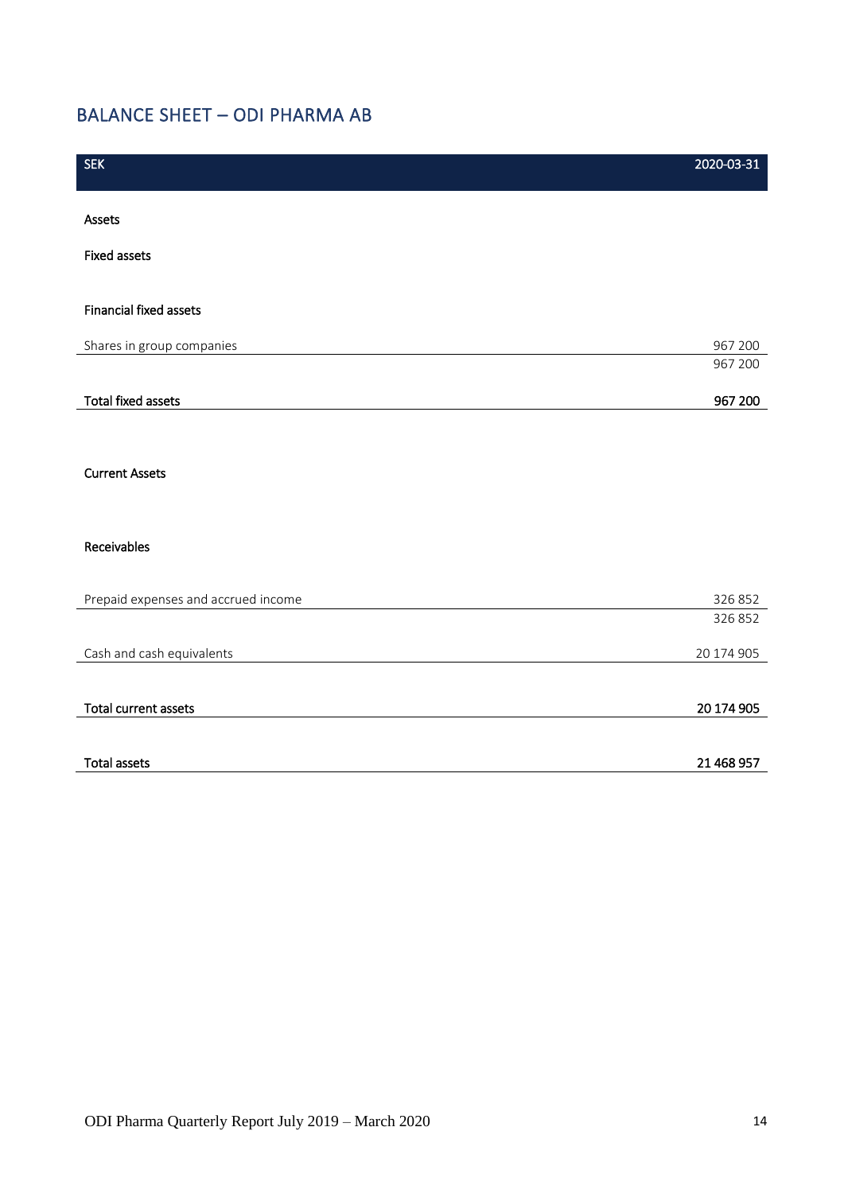## BALANCE SHEET – ODI PHARMA AB

| SEK | 2020-03-31 |
|---|---|
| **Assets** | |
| **Fixed assets** | |
| **Financial fixed assets** | |
| Shares in group companies | 967 200 |
| | 967 200 |
| **Total fixed assets** | **967 200** |
| **Current Assets** | |
| **Receivables** | |
| Prepaid expenses and accrued income | 326 852 |
| | 326 852 |
| Cash and cash equivalents | 20 174 905 |
| **Total current assets** | **20 174 905** |
| **Total assets** | **21 468 957** |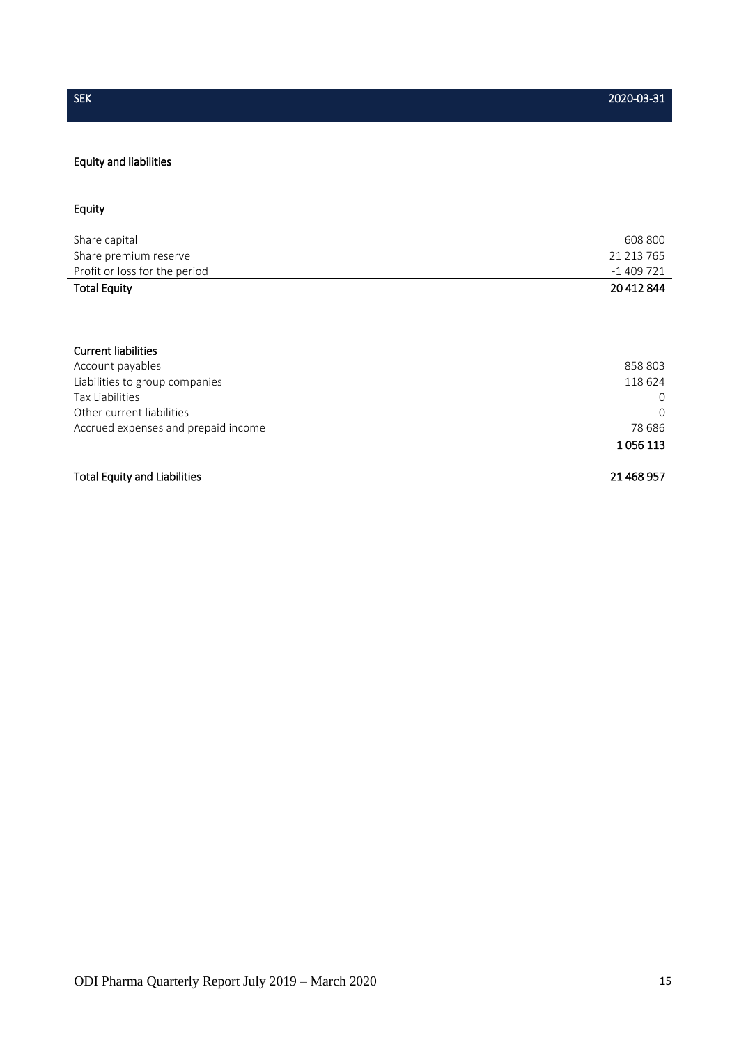| SEK | 2020-03-31 |
|---|---|
| **Equity and liabilities** | |
| | |
| **Equity** | |
| Share capital | 608 800 |
| Share premium reserve | 21 213 765 |
| Profit or loss for the period | -1 409 721 |
| **Total Equity** | **20 412 844** |
| | |
| **Current liabilities** | |
| Account payables | 858 803 |
| Liabilities to group companies | 118 624 |
| Tax Liabilities | 0 |
| Other current liabilities | 0 |
| Accrued expenses and prepaid income | 78 686 |
| | **1 056 113** |
| | |
| **Total Equity and Liabilities** | **21 468 957** |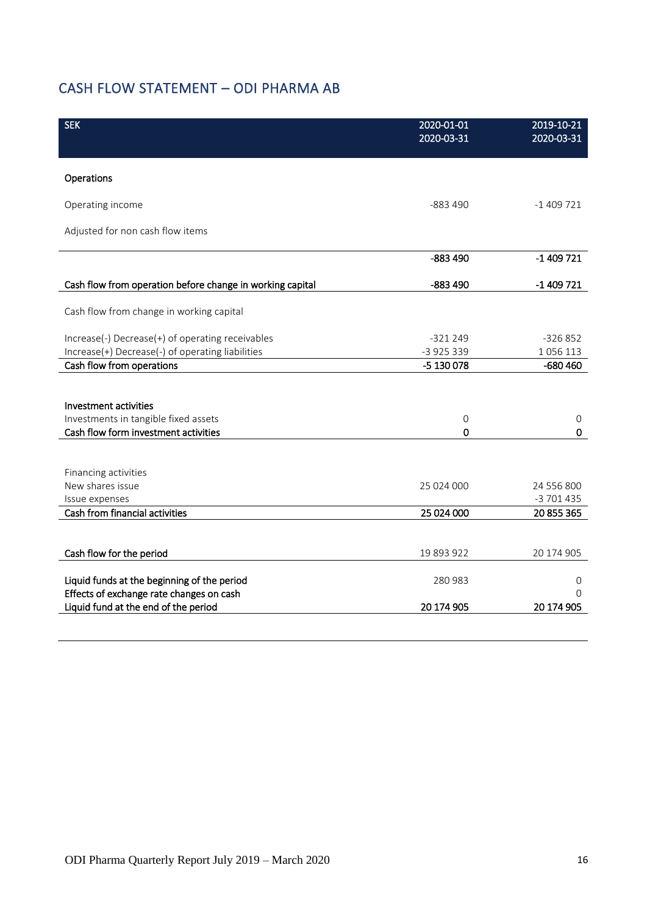## CASH FLOW STATEMENT – ODI PHARMA AB

| SEK | 2020-01-01 2020-03-31 | 2019-10-21 2020-03-31 |
|---|---|---|
| **Operations** | | |
| Operating income | -883 490 | -1 409 721 |
| Adjusted for non cash flow items | | |
| | **-883 490** | **-1 409 721** |
| **Cash flow from operation before change in working capital** | **-883 490** | **-1 409 721** |
| Cash flow from change in working capital | | |
| Increase(-) Decrease(+) of operating receivables | -321 249 | -326 852 |
| Increase(+) Decrease(-) of operating liabilities | -3 925 339 | 1 056 113 |
| **Cash flow from operations** | **-5 130 078** | **-680 460** |
| **Investment activities** | | |
| Investments in tangible fixed assets | 0 | 0 |
| **Cash flow form investment activities** | **0** | **0** |
| Financing activities | | |
| New shares issue | 25 024 000 | 24 556 800 |
| Issue expenses | | -3 701 435 |
| **Cash from financial activities** | **25 024 000** | **20 855 365** |
| **Cash flow for the period** | 19 893 922 | 20 174 905 |
| **Liquid funds at the beginning of the period** | 280 983 | 0 |
| **Effects of exchange rate changes on cash** | | 0 |
| **Liquid fund at the end of the period** | **20 174 905** | **20 174 905** |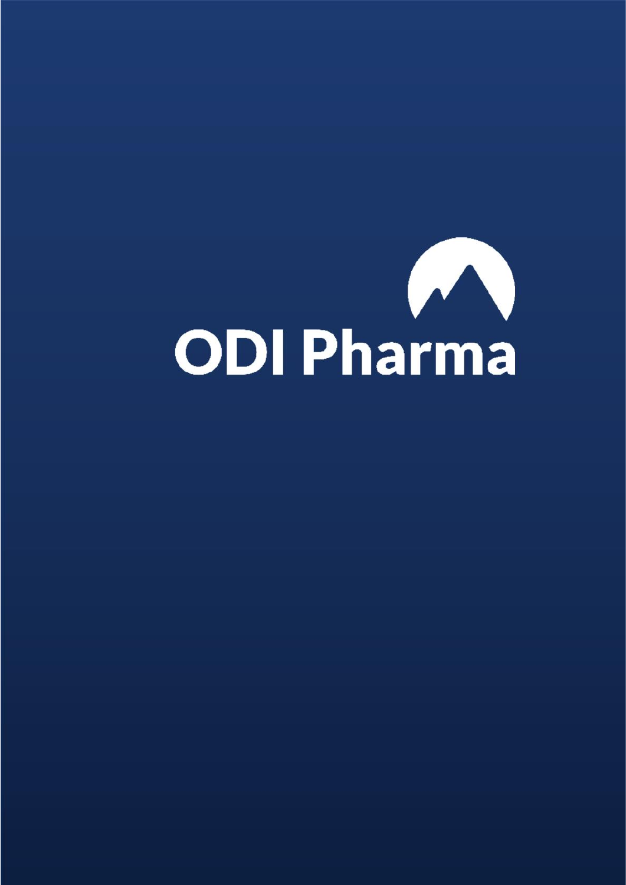ODI Pharma